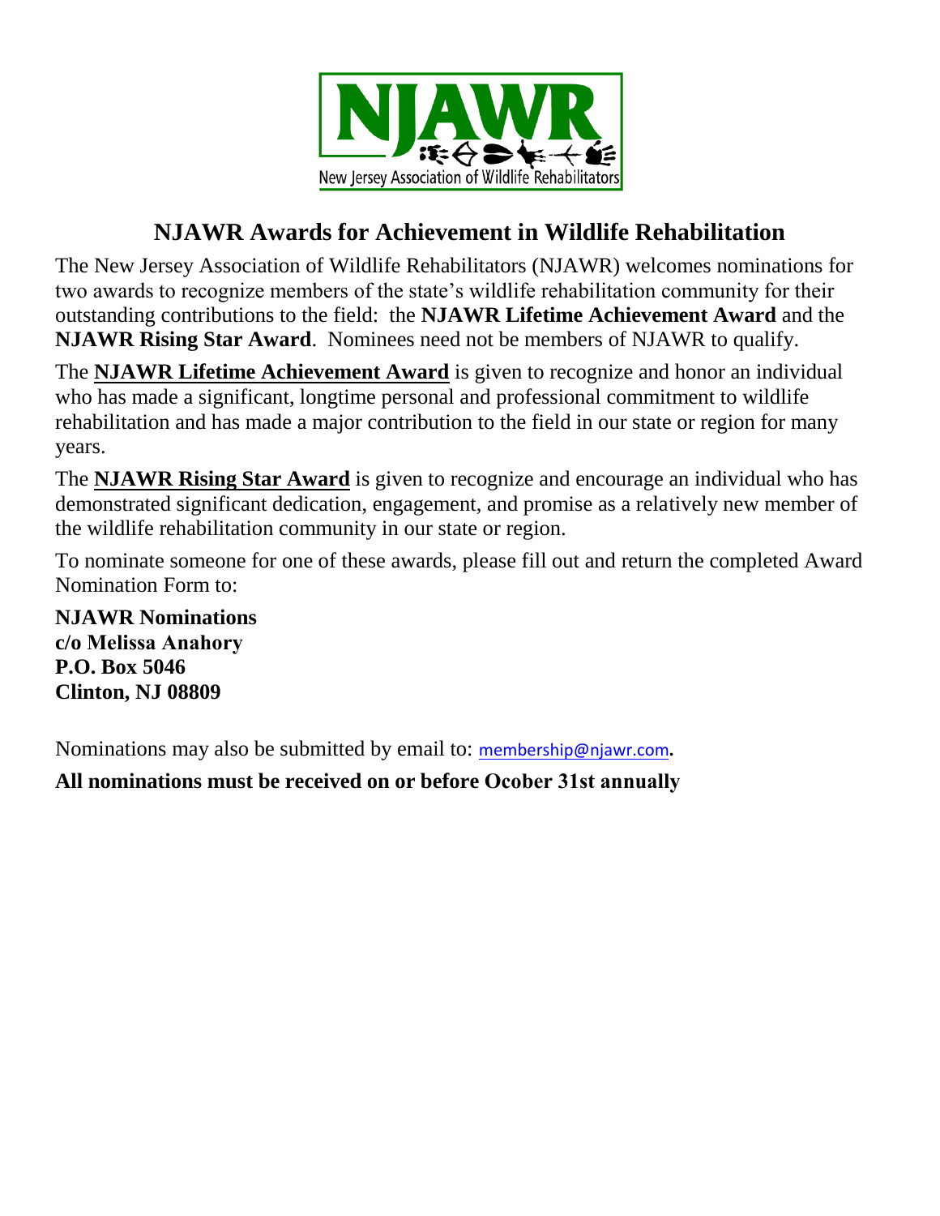NJAWR

New Jersey Association of Wildlife Rehabilitators

# NJAWR Awards for Achievement in Wildlife Rehabilitation

The New Jersey Association of Wildlife Rehabilitators (NJAWR) welcomes nominations for two awards to recognize members of the state's wildlife rehabilitation community for their outstanding contributions to the field: the **NJAWR Lifetime Achievement Award** and the **NJAWR Rising Star Award**. Nominees need not be members of NJAWR to qualify.

The **NJAWR Lifetime Achievement Award** is given to recognize and honor an individual who has made a significant, longtime personal and professional commitment to wildlife rehabilitation and has made a major contribution to the field in our state or region for many years.

The **NJAWR Rising Star Award** is given to recognize and encourage an individual who has demonstrated significant dedication, engagement, and promise as a relatively new member of the wildlife rehabilitation community in our state or region.

To nominate someone for one of these awards, please fill out and return the completed Award Nomination Form to:

**NJAWR Nominations**
**c/o Melissa Anahory**
**P.O. Box 5046**
**Clinton, NJ 08809**

Nominations may also be submitted by email to: membership@njawr.com.

**All nominations must be received on or before Ocober 31st annually**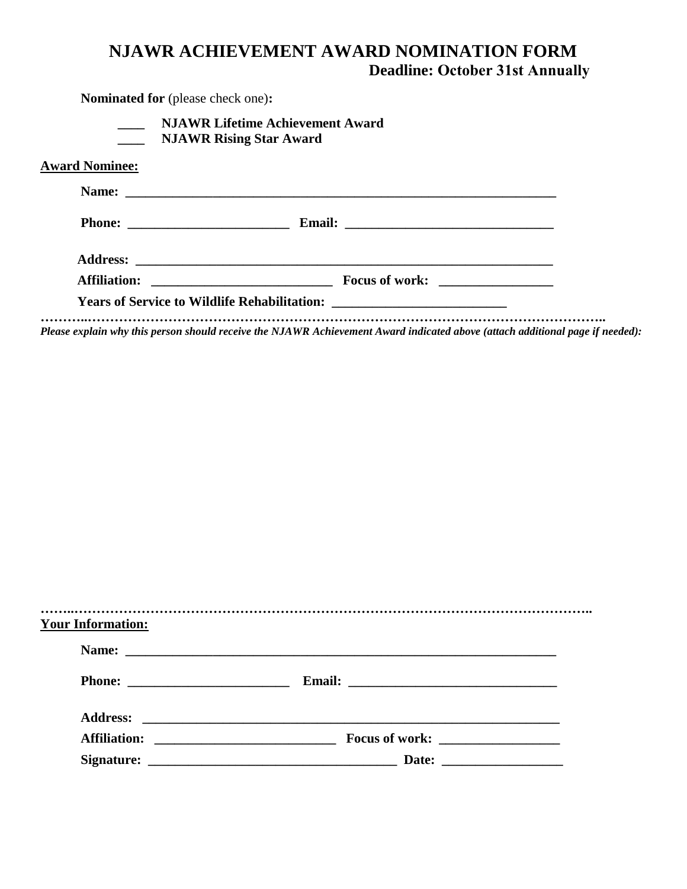# NJAWR ACHIEVEMENT AWARD NOMINATION FORM

**Deadline: October 31st Annually**

**Nominated for** (please check one)**:**

**____ NJAWR Lifetime Achievement Award**
**____ NJAWR Rising Star Award**

**Award Nominee:**

**Name:** ________________________________________________________________

**Phone:** ________________________ **Email:** ______________________________

**Address:** ______________________________________________________________

**Affiliation:** __________________________ **Focus of work:** ________________

**Years of Service to Wildlife Rehabilitation:** _________________________

…………………………………………………………………………………………………………………..

*Please explain why this person should receive the NJAWR Achievement Award indicated above (attach additional page if needed):*

…………………………………………………………………………………………………………………..

**Your Information:**

**Name:** ________________________________________________________________

**Phone:** ________________________ **Email:** ______________________________

**Address:** ______________________________________________________________

**Affiliation:** __________________________ **Focus of work:** _________________

**Signature:** _____________________________________ **Date:** _________________